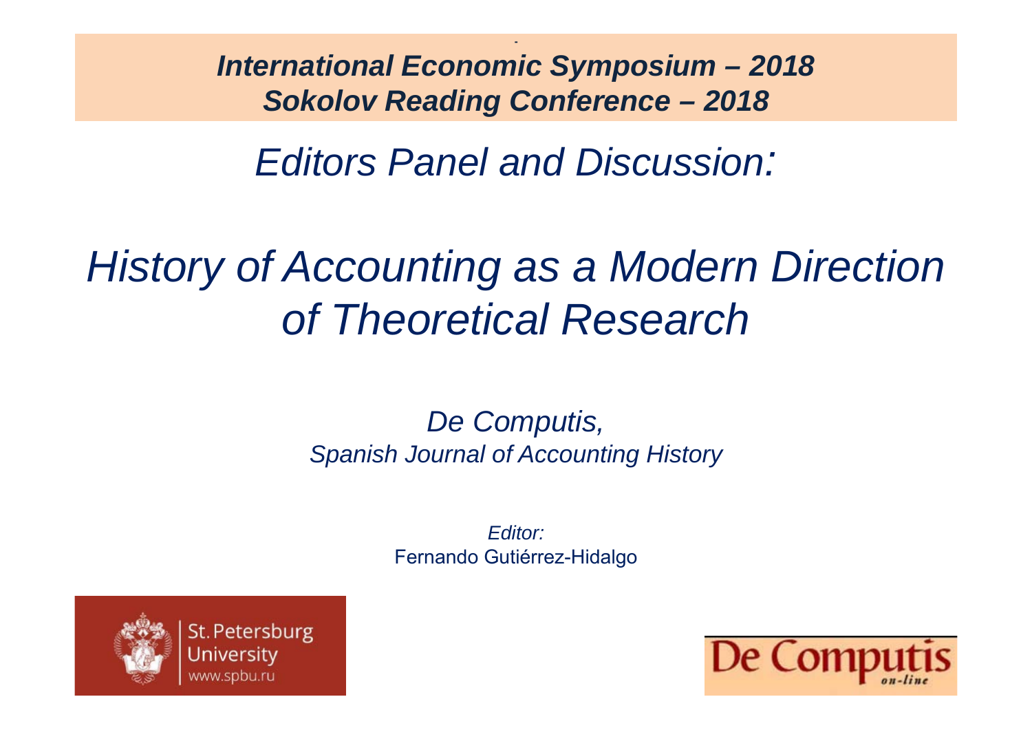***International Economic Symposium – 2018***
***Sokolov Reading Conference – 2018***

*Editors Panel and Discussion:*

# *History of Accounting as a Modern Direction of Theoretical Research*

*De Computis,*
*Spanish Journal of Accounting History*

*Editor:*
Fernando Gutiérrez-Hidalgo

St. Petersburg University
www.spbu.ru

De Computis on-line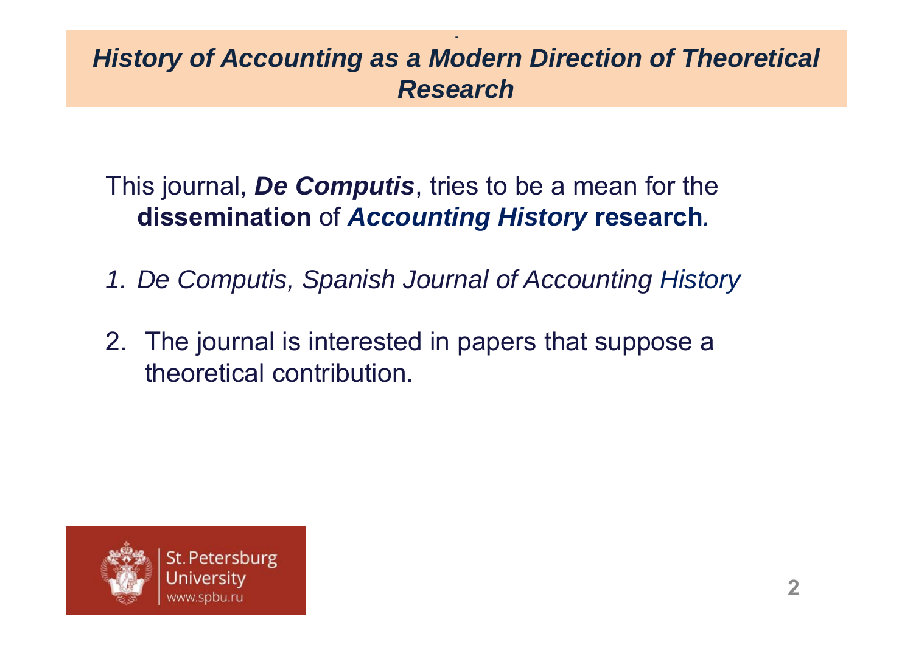# *History of Accounting as a Modern Direction of Theoretical Research*

This journal, ***De Computis***, tries to be a mean for the **dissemination** of ***Accounting History*** **research**.

1. *De Computis, Spanish Journal of Accounting History*

2. The journal is interested in papers that suppose a theoretical contribution.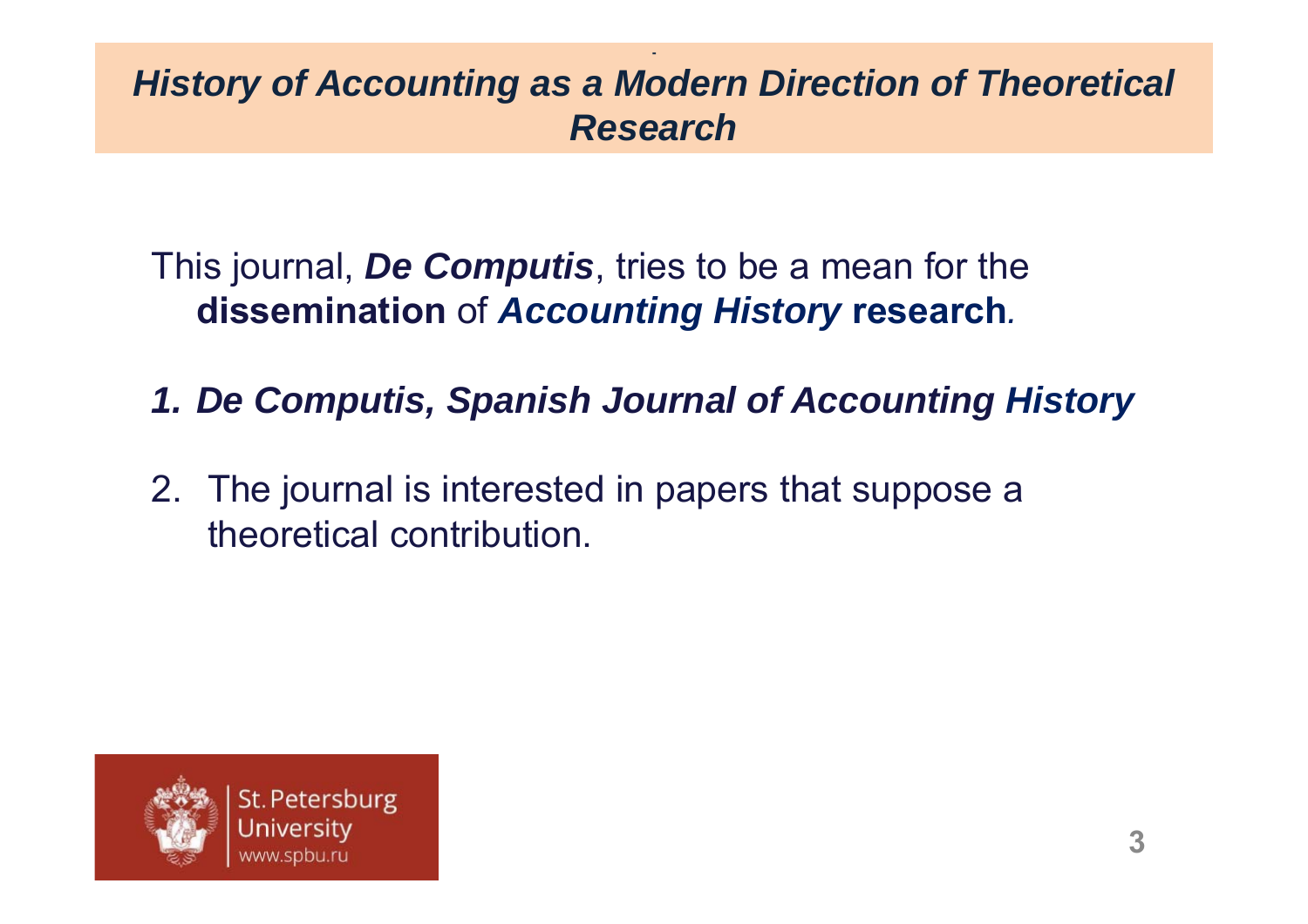## *History of Accounting as a Modern Direction of Theoretical Research*

This journal, ***De Computis***, tries to be a mean for the **dissemination** of ***Accounting History*** **research**.

1. ***De Computis, Spanish Journal of Accounting History***
2. The journal is interested in papers that suppose a theoretical contribution.

St. Petersburg University
www.spbu.ru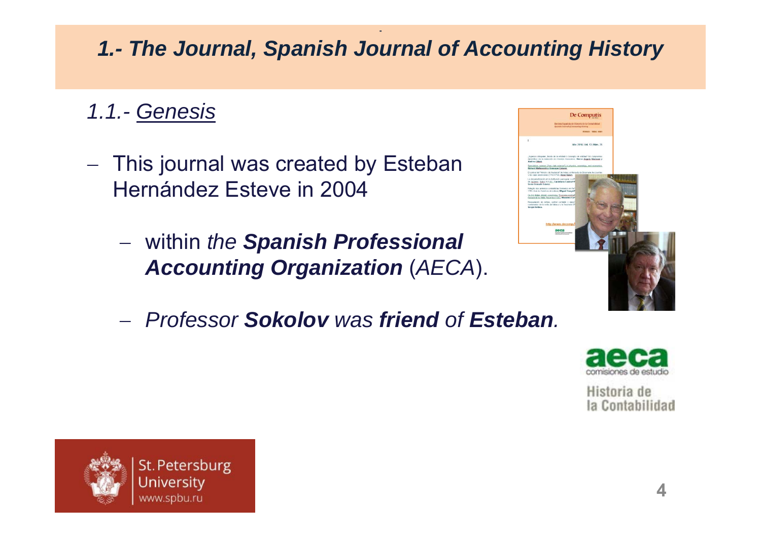## *1.- The Journal, Spanish Journal of Accounting History*

### *1.1.- Genesis*

- This journal was created by Esteban Hernández Esteve in 2004
  - within *the **Spanish Professional Accounting Organization*** (*AECA*).
  - *Professor **Sokolov** was **friend** of **Esteban**.*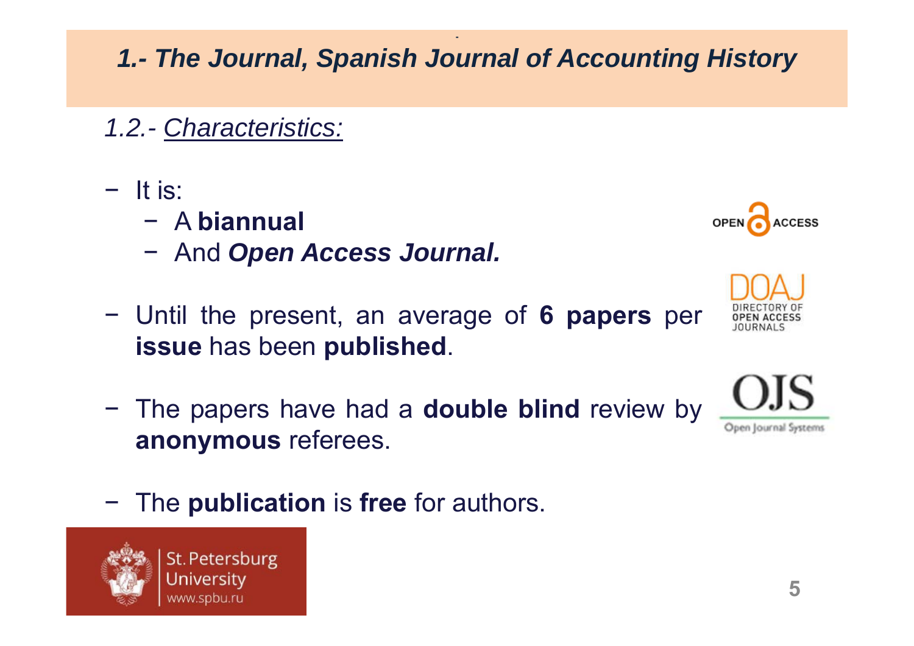# 1.- The Journal, Spanish Journal of Accounting History

## *1.2.- Characteristics:*

- It is:
  - A **biannual**
  - And ***Open Access Journal.***
- Until the present, an average of **6 papers** per **issue** has been **published**.
- The papers have had a **double blind** review by **anonymous** referees.
- The **publication** is **free** for authors.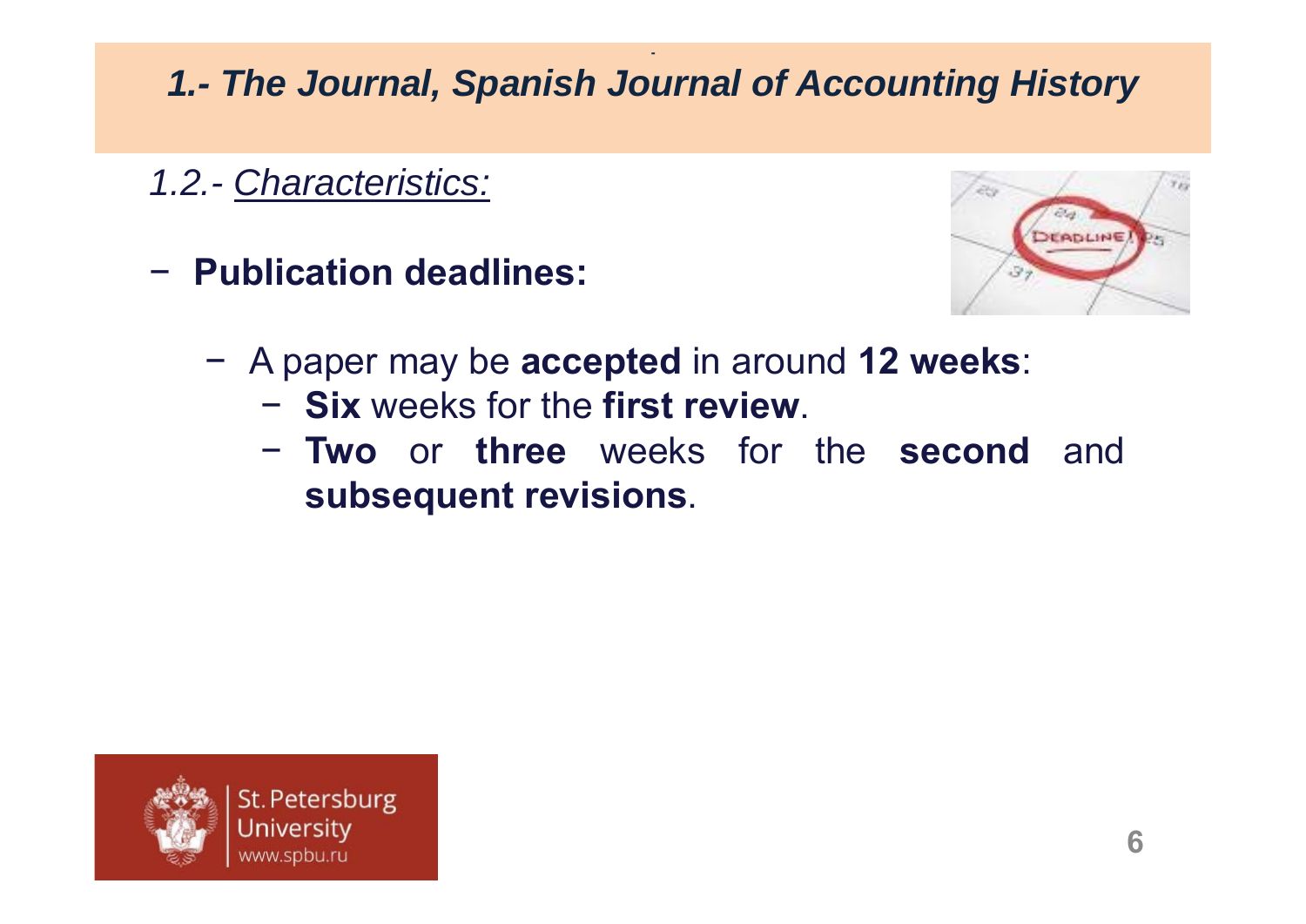## *1.- The Journal, Spanish Journal of Accounting History*

*1.2.- Characteristics:*

- **Publication deadlines:**

  - A paper may be **accepted** in around **12 weeks**:
    - **Six** weeks for the **first review**.
    - **Two** or **three** weeks for the **second** and **subsequent revisions**.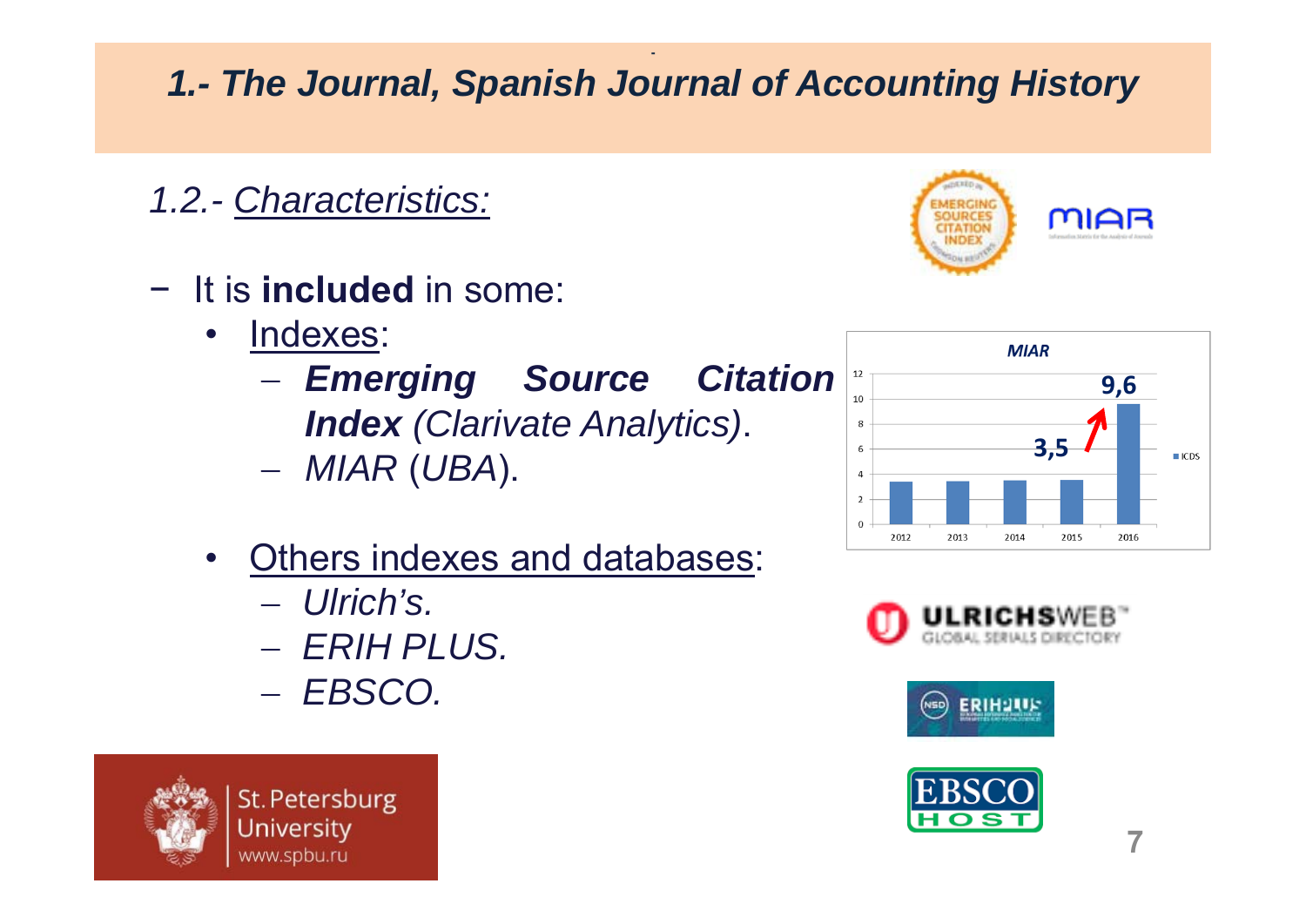# 1.- The Journal, Spanish Journal of Accounting History

## *1.2.- Characteristics:*

- It is **included** in some:
  - Indexes:
    - ***Emerging Source Citation Index*** *(Clarivate Analytics)*.
    - *MIAR* (*UBA*).
  - Others indexes and databases:
    - *Ulrich's.*
    - *ERIH PLUS.*
    - *EBSCO.*

**MIAR**

| Year | ICDS |
| --- | --- |
| 2012 | 3,5 |
| 2013 | 3,5 |
| 2014 | 3,5 |
| 2015 | 3,5 |
| 2016 | 9,6 |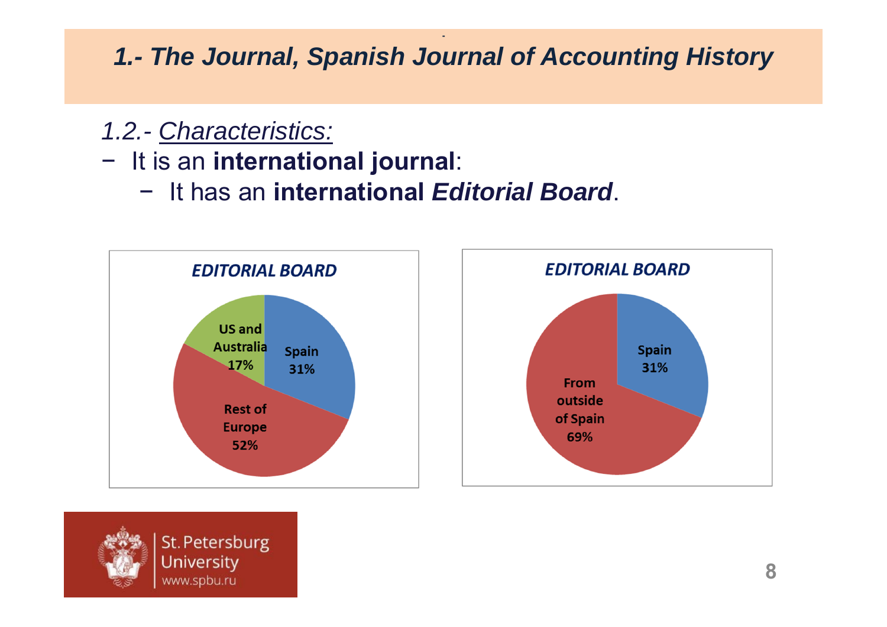## *1.- The Journal, Spanish Journal of Accounting History*

*1.2.- Characteristics:*

- It is an **international journal**:
  - It has an **international *Editorial Board***.

**EDITORIAL BOARD**

| Region | Share |
| --- | --- |
| Spain | 31% |
| Rest of Europe | 52% |
| US and Australia | 17% |

**EDITORIAL BOARD**

| Region | Share |
| --- | --- |
| Spain | 31% |
| From outside of Spain | 69% |

St. Petersburg University
www.spbu.ru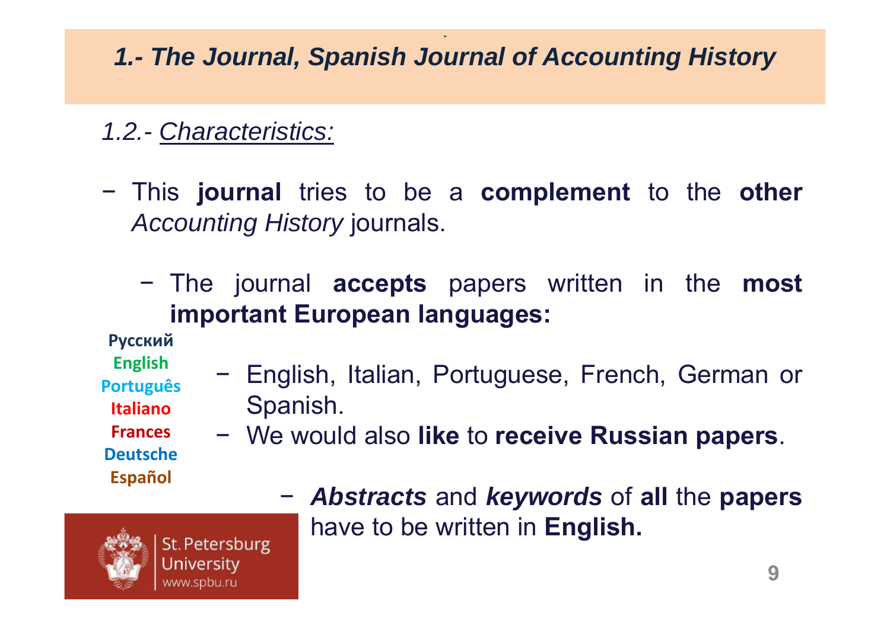## 1.- The Journal, Spanish Journal of Accounting History

*1.2.- Characteristics:*

- This **journal** tries to be a **complement** to the **other** *Accounting History* journals.
  - The journal **accepts** papers written in the **most important European languages:**
    - English, Italian, Portuguese, French, German or Spanish.
    - We would also **like** to **receive Russian papers**.
      - ***Abstracts*** and ***keywords*** of **all** the **papers** have to be written in **English.**

Русский
English
Português
Italiano
Frances
Deutsche
Español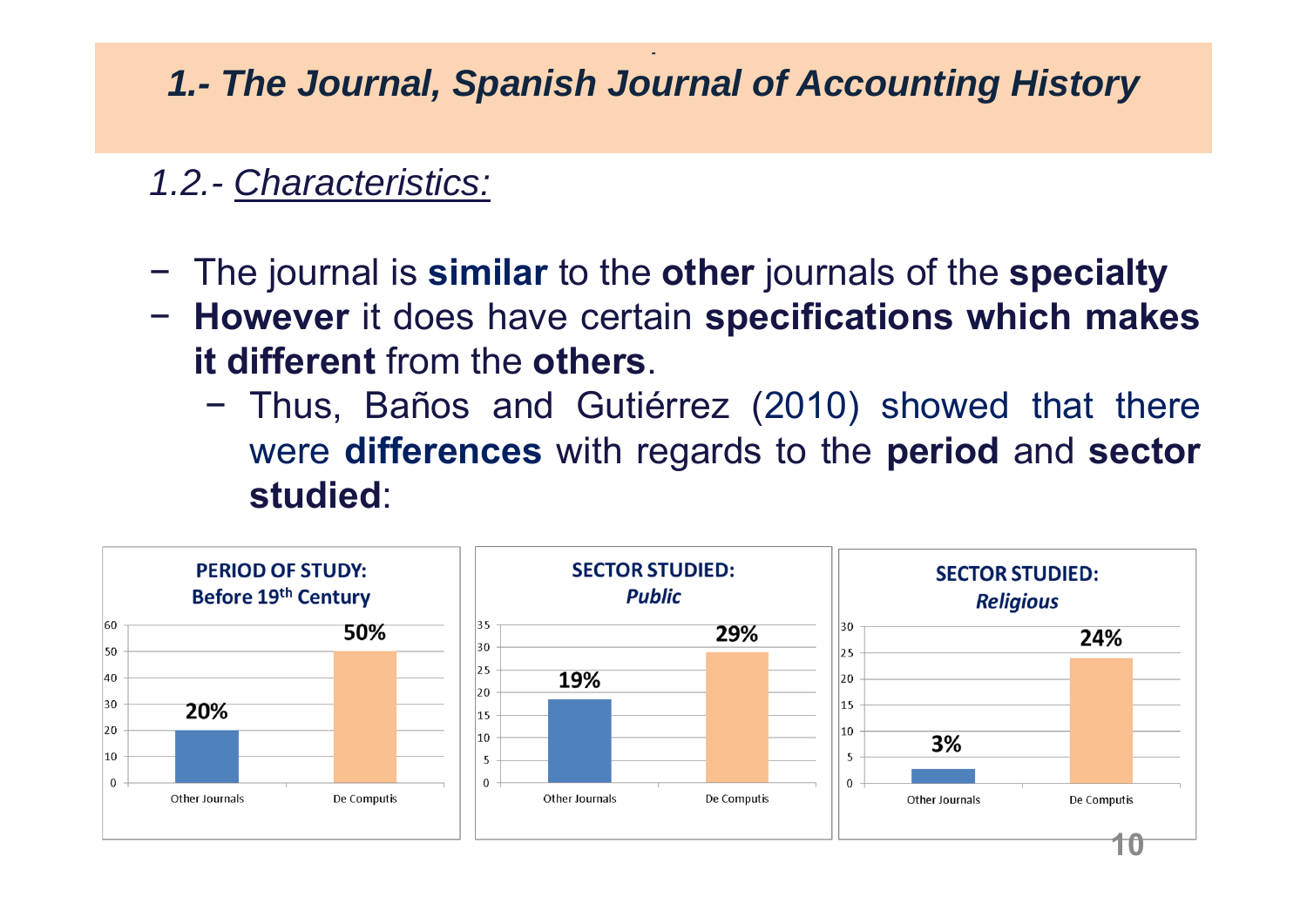# *1.- The Journal, Spanish Journal of Accounting History*

## *1.2.- Characteristics:*

- The journal is **similar** to the **other** journals of the **specialty**
- **However** it does have certain **specifications which makes it different** from the **others**.
  - Thus, Baños and Gutiérrez (2010) showed that there were **differences** with regards to the **period** and **sector studied**:

**PERIOD OF STUDY: Before 19th Century**

| | Other Journals | De Computis |
|---|---|---|
| % | 20% | 50% |

**SECTOR STUDIED: *Public***

| | Other Journals | De Computis |
|---|---|---|
| % | 19% | 29% |

**SECTOR STUDIED: *Religious***

| | Other Journals | De Computis |
|---|---|---|
| % | 3% | 24% |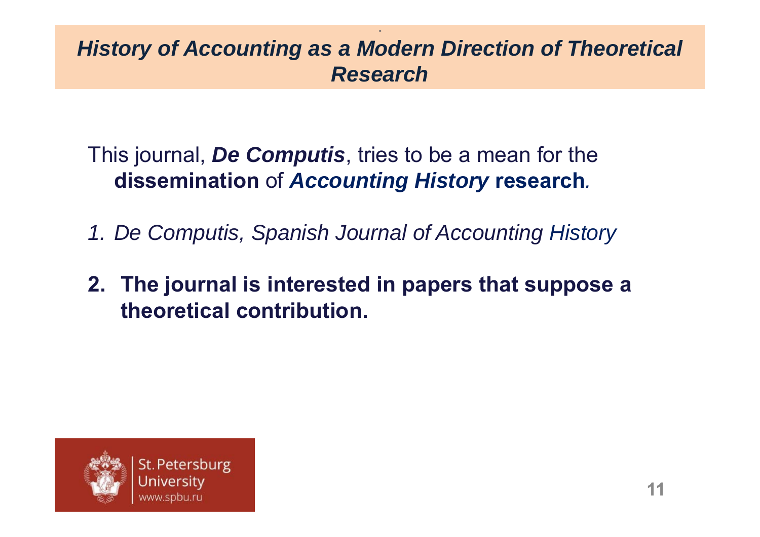## *History of Accounting as a Modern Direction of Theoretical Research*

This journal, ***De Computis***, tries to be a mean for the **dissemination** of ***Accounting History*** **research**.

1. *De Computis, Spanish Journal of Accounting History*
2. **The journal is interested in papers that suppose a theoretical contribution.**

St. Petersburg University
www.spbu.ru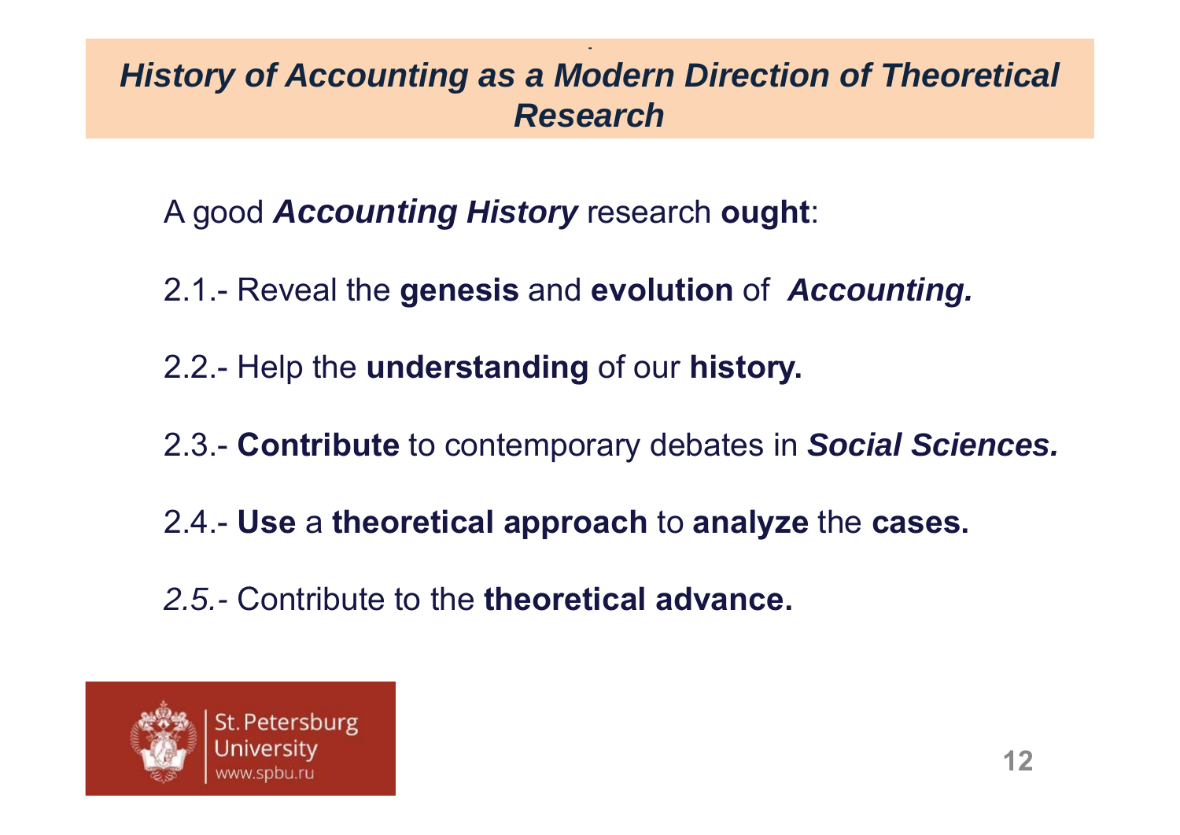## *History of Accounting as a Modern Direction of Theoretical Research*

A good ***Accounting History*** research **ought**:

2.1.- Reveal the **genesis** and **evolution** of ***Accounting.***

2.2.- Help the **understanding** of our **history.**

2.3.- **Contribute** to contemporary debates in ***Social Sciences.***

2.4.- **Use** a **theoretical approach** to **analyze** the **cases.**

*2.5.-* Contribute to the **theoretical advance.**

St. Petersburg University
www.spbu.ru